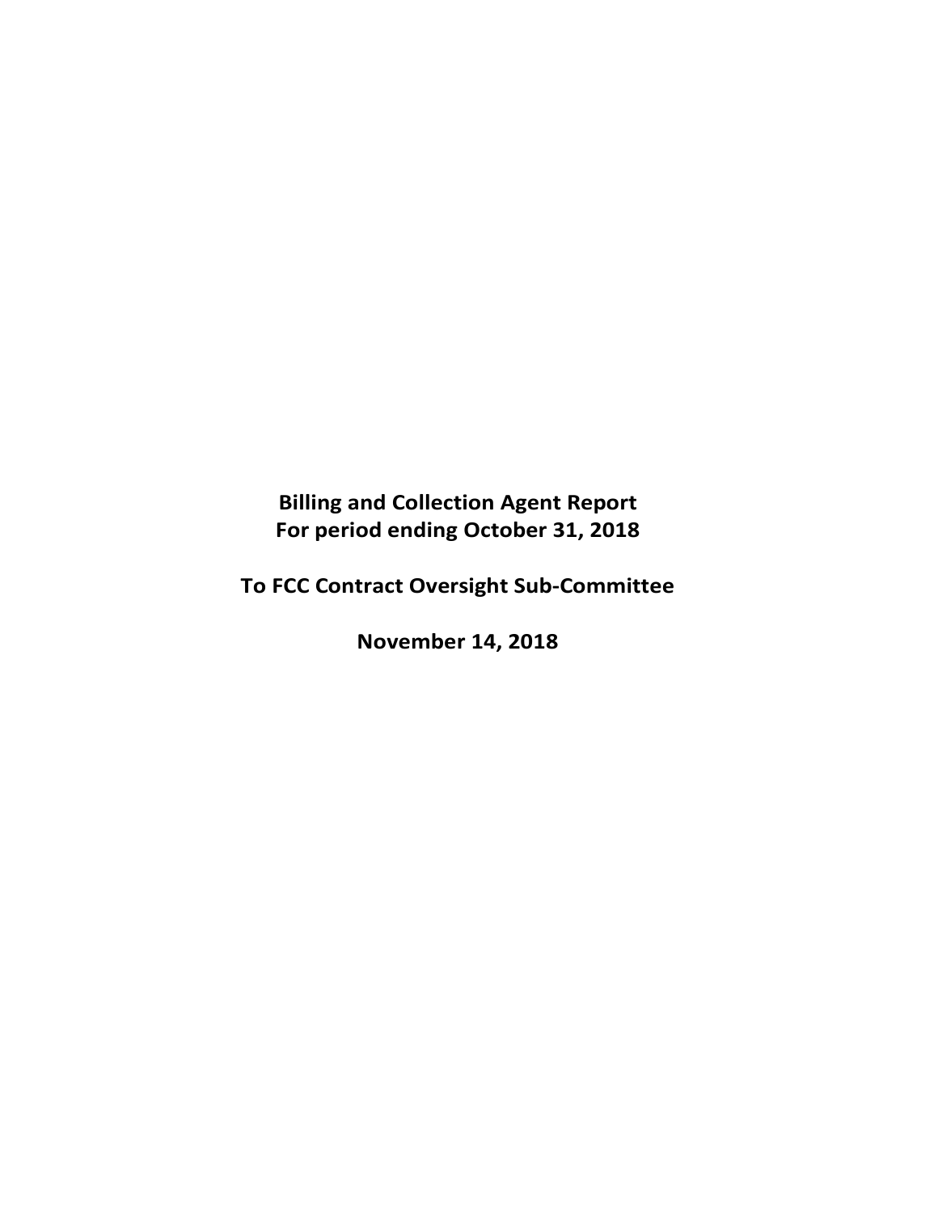**Billing and Collection Agent Report**
**For period ending October 31, 2018**

**To FCC Contract Oversight Sub-Committee**

**November 14, 2018**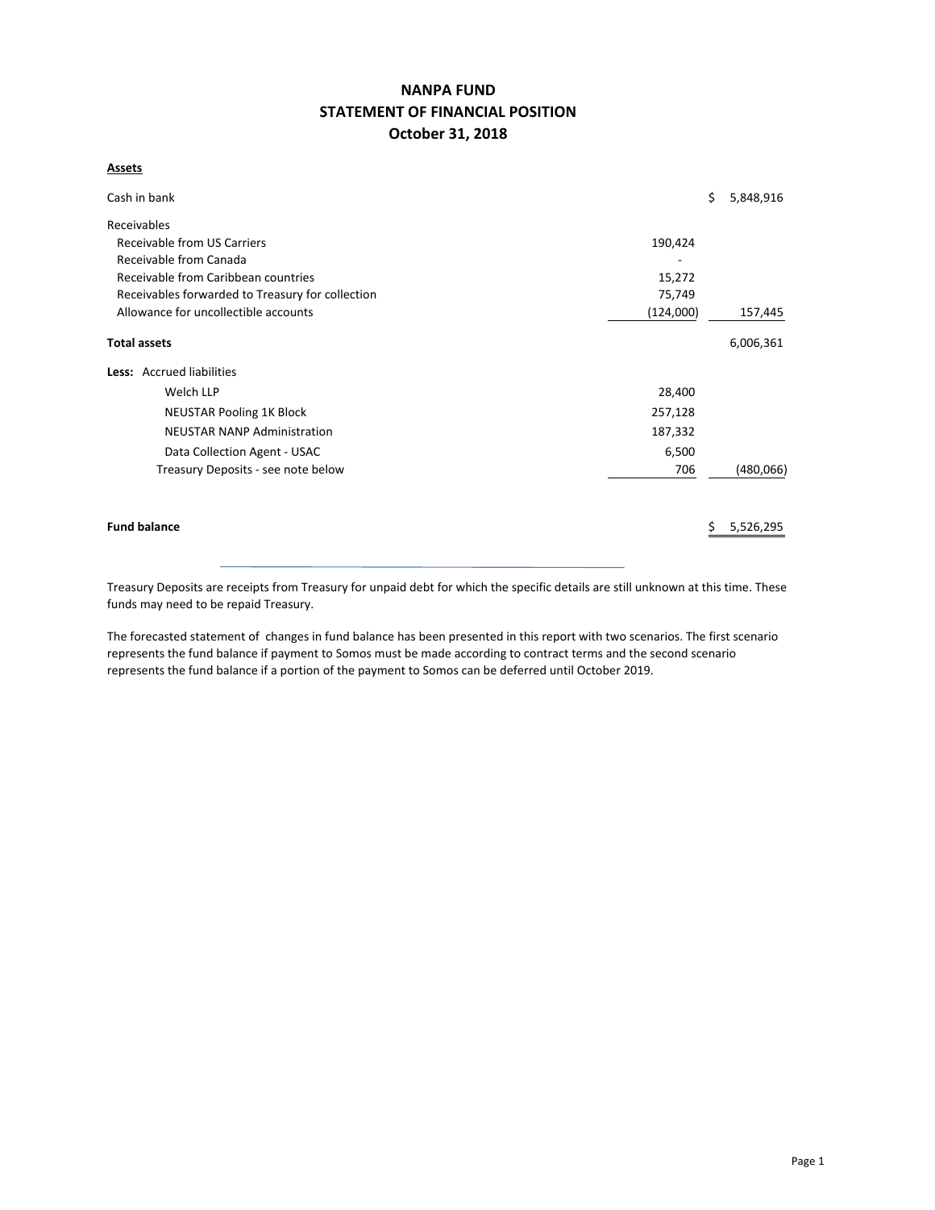# NANPA FUND
## STATEMENT OF FINANCIAL POSITION
## October 31, 2018

**Assets**

| | | |
|---|---|---|
| Cash in bank | | $ 5,848,916 |
| Receivables | | |
| Receivable from US Carriers | 190,424 | |
| Receivable from Canada | - | |
| Receivable from Caribbean countries | 15,272 | |
| Receivables forwarded to Treasury for collection | 75,749 | |
| Allowance for uncollectible accounts | (124,000) | 157,445 |
| **Total assets** | | 6,006,361 |
| **Less:** Accrued liabilities | | |
| Welch LLP | 28,400 | |
| NEUSTAR Pooling 1K Block | 257,128 | |
| NEUSTAR NANP Administration | 187,332 | |
| Data Collection Agent - USAC | 6,500 | |
| Treasury Deposits - see note below | 706 | (480,066) |
| **Fund balance** | | $ 5,526,295 |

Treasury Deposits are receipts from Treasury for unpaid debt for which the specific details are still unknown at this time. These funds may need to be repaid Treasury.

The forecasted statement of changes in fund balance has been presented in this report with two scenarios. The first scenario represents the fund balance if payment to Somos must be made according to contract terms and the second scenario represents the fund balance if a portion of the payment to Somos can be deferred until October 2019.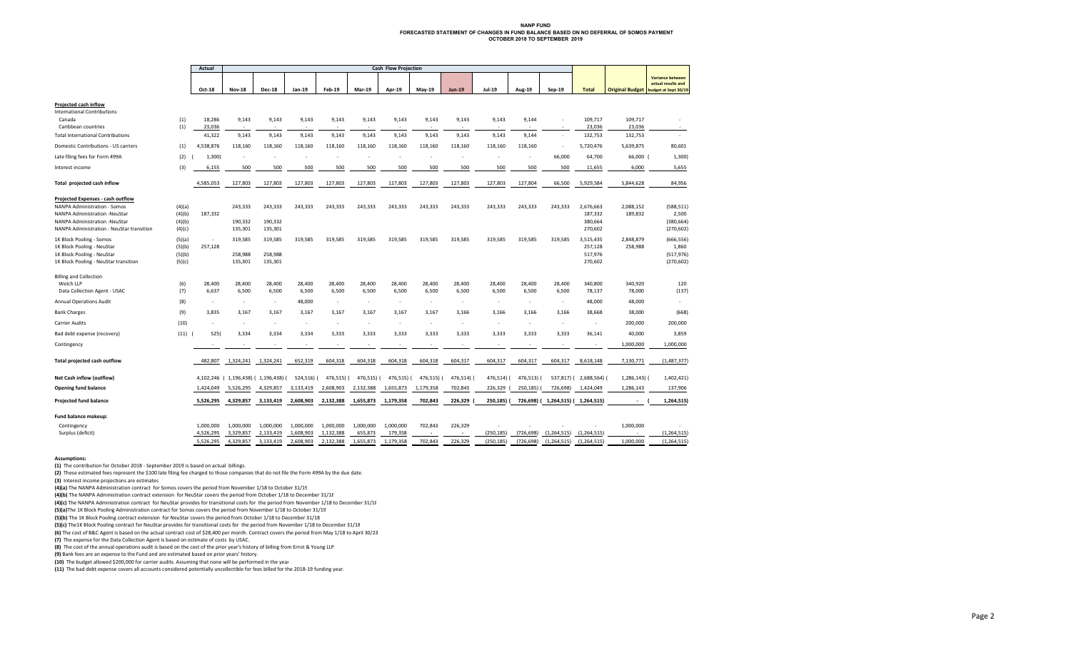# NANP FUND
## FORECASTED STATEMENT OF CHANGES IN FUND BALANCE BASED ON NO DEFERRAL OF SOMOS PAYMENT
### OCTOBER 2018 TO SEPTEMBER 2019

| | | Actual | Cash Flow Projection | | | | | | | | | | | | | | |
|---|---|---|---|---|---|---|---|---|---|---|---|---|---|---|---|---|---|
| | | Oct-18 | Nov-18 | Dec-18 | Jan-19 | Feb-19 | Mar-19 | Apr-19 | May-19 | Jun-19 | Jul-19 | Aug-19 | Sep-19 | Total | Original Budget | Variance between actual results and budget at Sept 30/19 |
| **Projected cash inflow** | | | | | | | | | | | | | | | | |
| International Contributions | | | | | | | | | | | | | | | | |
| Canada | (1) | 18,286 | 9,143 | 9,143 | 9,143 | 9,143 | 9,143 | 9,143 | 9,143 | 9,143 | 9,143 | 9,144 | - | 109,717 | 109,717 | - |
| Caribbean countries | (1) | 23,036 | - | - | - | - | - | - | - | - | - | - | - | 23,036 | 23,036 | - |
| Total International Contributions | | 41,322 | 9,143 | 9,143 | 9,143 | 9,143 | 9,143 | 9,143 | 9,143 | 9,143 | 9,143 | 9,144 | - | 132,753 | 132,753 | - |
| Domestic Contributions - US carriers | (1) | 4,538,876 | 118,160 | 118,160 | 118,160 | 118,160 | 118,160 | 118,160 | 118,160 | 118,160 | 118,160 | 118,160 | - | 5,720,476 | 5,639,875 | 80,601 |
| Late filing fees for Form 499A | (2) | (1,300) | - | - | - | - | - | - | - | - | - | - | 66,000 | 64,700 | 66,000 | (1,300) |
| Interest income | (3) | 6,155 | 500 | 500 | 500 | 500 | 500 | 500 | 500 | 500 | 500 | 500 | 500 | 11,655 | 6,000 | 5,655 |
| **Total projected cash inflow** | | 4,585,053 | 127,803 | 127,803 | 127,803 | 127,803 | 127,803 | 127,803 | 127,803 | 127,803 | 127,803 | 127,804 | 66,500 | 5,929,584 | 5,844,628 | 84,956 |
| **Projected Expenses - cash outflow** | | | | | | | | | | | | | | | | |
| NANPA Administration - Somos | (4)(a) | | 243,333 | 243,333 | 243,333 | 243,333 | 243,333 | 243,333 | 243,333 | 243,333 | 243,333 | 243,333 | 243,333 | 2,676,663 | 2,088,152 | (588,511) |
| NANPA Administration -NeuStar | (4)(b) | 187,332 | | | | | | | | | | | | 187,332 | 189,832 | 2,500 |
| NANPA Administration -NeuStar | (4)(b) | | 190,332 | 190,332 | | | | | | | | | | 380,664 | | (380,664) |
| NANPA Administration - NeuStar transition | (4)(c) | | 135,301 | 135,301 | | | | | | | | | | 270,602 | | (270,602) |
| 1K Block Pooling - Somos | (5)(a) | - | 319,585 | 319,585 | 319,585 | 319,585 | 319,585 | 319,585 | 319,585 | 319,585 | 319,585 | 319,585 | 319,585 | 3,515,435 | 2,848,879 | (666,556) |
| 1K Block Pooling - NeuStar | (5)(b) | 257,128 | | | | | | | | | | | | 257,128 | 258,988 | 1,860 |
| 1K Block Pooling - NeuStar | (5)(b) | | 258,988 | 258,988 | | | | | | | | | | 517,976 | | (517,976) |
| 1K Block Pooling - NeuStar transition | (5)(c) | | 135,301 | 135,301 | | | | | | | | | | 270,602 | | (270,602) |
| Billing and Collection | | | | | | | | | | | | | | | | |
| Welch LLP | (6) | 28,400 | 28,400 | 28,400 | 28,400 | 28,400 | 28,400 | 28,400 | 28,400 | 28,400 | 28,400 | 28,400 | 28,400 | 340,800 | 340,920 | 120 |
| Data Collection Agent - USAC | (7) | 6,637 | 6,500 | 6,500 | 6,500 | 6,500 | 6,500 | 6,500 | 6,500 | 6,500 | 6,500 | 6,500 | 6,500 | 78,137 | 78,000 | (137) |
| Annual Operations Audit | (8) | - | - | - | 48,000 | - | - | - | - | - | - | - | - | 48,000 | 48,000 | - |
| Bank Charges | (9) | 3,835 | 3,167 | 3,167 | 3,167 | 3,167 | 3,167 | 3,167 | 3,167 | 3,166 | 3,166 | 3,166 | 3,166 | 38,668 | 38,000 | (668) |
| Carrier Audits | (10) | - | - | - | - | - | - | - | - | - | - | - | - | - | 200,000 | 200,000 |
| Bad debt expense (recovery) | (11) | (525) | 3,334 | 3,334 | 3,334 | 3,333 | 3,333 | 3,333 | 3,333 | 3,333 | 3,333 | 3,333 | 3,333 | 36,141 | 40,000 | 3,859 |
| Contingency | | - | - | - | - | - | - | - | - | - | - | - | - | - | 1,000,000 | 1,000,000 |
| **Total projected cash outflow** | | 482,807 | 1,324,241 | 1,324,241 | 652,319 | 604,318 | 604,318 | 604,318 | 604,318 | 604,317 | 604,317 | 604,317 | 604,317 | 8,618,148 | 7,130,771 | (1,487,377) |
| **Net Cash inflow (outflow)** | | 4,102,246 | (1,196,438) | (1,196,438) | (524,516) | (476,515) | (476,515) | (476,515) | (476,515) | (476,514) | (476,514) | (476,513) | (537,817) | (2,688,564) | (1,286,143) | 1,402,421 |
| **Opening fund balance** | | 1,424,049 | 5,526,295 | 4,329,857 | 3,133,419 | 2,608,903 | 2,132,388 | 1,655,873 | 1,179,358 | 702,843 | 226,329 | (250,185) | (726,698) | 1,424,049 | 1,286,143 | 137,906 |
| **Projected fund balance** | | 5,526,295 | 4,329,857 | 3,133,419 | 2,608,903 | 2,132,388 | 1,655,873 | 1,179,358 | 702,843 | 226,329 | (250,185) | (726,698) | (1,264,515) | (1,264,515) | - | (1,264,515) |
| **Fund balance makeup:** | | | | | | | | | | | | | | | | |
| Contingency | | 1,000,000 | 1,000,000 | 1,000,000 | 1,000,000 | 1,000,000 | 1,000,000 | 1,000,000 | 702,843 | 226,329 | - | - | - | - | 1,000,000 | - |
| Surplus (deficit) | | 4,526,295 | 3,329,857 | 2,133,419 | 1,608,903 | 1,132,388 | 655,873 | 179,358 | - | - | (250,185) | (726,698) | (1,264,515) | (1,264,515) | - | (1,264,515) |
| | | 5,526,295 | 4,329,857 | 3,133,419 | 2,608,903 | 2,132,388 | 1,655,873 | 1,179,358 | 702,843 | 226,329 | (250,185) | (726,698) | (1,264,515) | (1,264,515) | 1,000,000 | (1,264,515) |

**Assumptions:**

**(1)** The contribution for October 2018 - September 2019 is based on actual billings.

**(2)** These estimated fees represent the $100 late filing fee charged to those companies that do not file the Form 499A by the due date.

**(3)** Interest income projections are estimates

**(4)(a)** The NANPA Administration contract for Somos covers the period from November 1/18 to October 31/19

**(4)(b)** The NANPA Administration contract extension for NeuStar covers the period from October 1/18 to December 31/18

**(4)(c)** The NANPA Administration contract for NeuStar provides for transitional costs for the period from November 1/18 to December 31/18

**(5)(a)**The 1K Block Pooling Administration contract for Somos covers the period from November 1/18 to October 31/19

**(5)(b)** The 1K Block Pooling contract extension for NeuStar covers the period from October 1/18 to December 31/18

**(5)(c)** The1K Block Pooling contract for NeuStar provides for transitional costs for the period from November 1/18 to December 31/18

**(6)** The cost of B&C Agent is based on the actual contract cost of $28,400 per month. Contract covers the period from May 1/18 to April 30/23

**(7)** The expense for the Data Collection Agent is based on estimate of costs by USAC.

**(8)** The cost of the annual operations audit is based on the cost of the prior year's history of billing from Ernst & Young LLP.

**(9)** Bank fees are an expense to the Fund and are estimated based on prior years' history.

**(10)** The budget allowed $200,000 for carrier audits. Assuming that none will be performed in the year

**(11)** The bad debt expense covers all accounts considered potentially uncollectible for fees billed for the 2018-19 funding year.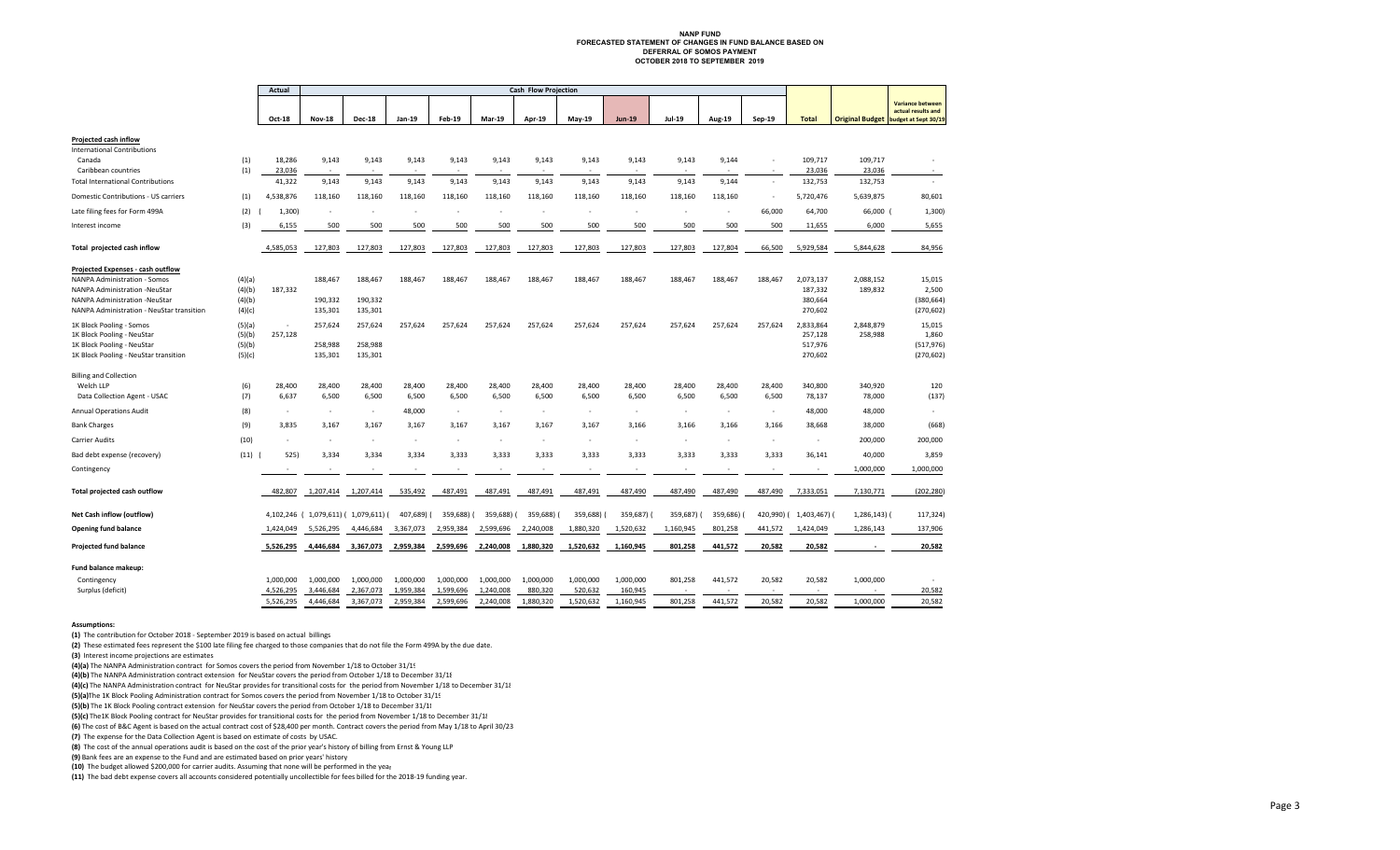# NANP FUND
## FORECASTED STATEMENT OF CHANGES IN FUND BALANCE BASED ON DEFERRAL OF SOMOS PAYMENT
### OCTOBER 2018 TO SEPTEMBER 2019

| | | Actual | Cash Flow Projection | | | | | | | | | | | | | |
|---|---|---|---|---|---|---|---|---|---|---|---|---|---|---|---|---|
| | | Oct-18 | Nov-18 | Dec-18 | Jan-19 | Feb-19 | Mar-19 | Apr-19 | May-19 | Jun-19 | Jul-19 | Aug-19 | Sep-19 | Total | Original Budget | Variance between actual results and budget at Sept 30/19 |
| **Projected cash inflow** | | | | | | | | | | | | | | | | |
| International Contributions | | | | | | | | | | | | | | | | |
| Canada | (1) | 18,286 | 9,143 | 9,143 | 9,143 | 9,143 | 9,143 | 9,143 | 9,143 | 9,143 | 9,143 | 9,144 | - | 109,717 | 109,717 | - |
| Caribbean countries | (1) | 23,036 | - | - | - | - | - | - | - | - | - | - | - | 23,036 | 23,036 | - |
| Total International Contributions | | 41,322 | 9,143 | 9,143 | 9,143 | 9,143 | 9,143 | 9,143 | 9,143 | 9,143 | 9,143 | 9,144 | - | 132,753 | 132,753 | - |
| Domestic Contributions - US carriers | (1) | 4,538,876 | 118,160 | 118,160 | 118,160 | 118,160 | 118,160 | 118,160 | 118,160 | 118,160 | 118,160 | 118,160 | - | 5,720,476 | 5,639,875 | 80,601 |
| Late filing fees for Form 499A | (2) | (1,300) | - | - | - | - | - | - | - | - | - | - | 66,000 | 64,700 | 66,000 | (1,300) |
| Interest income | (3) | 6,155 | 500 | 500 | 500 | 500 | 500 | 500 | 500 | 500 | 500 | 500 | 500 | 11,655 | 6,000 | 5,655 |
| **Total projected cash inflow** | | 4,585,053 | 127,803 | 127,803 | 127,803 | 127,803 | 127,803 | 127,803 | 127,803 | 127,803 | 127,803 | 127,804 | 66,500 | 5,929,584 | 5,844,628 | 84,956 |
| **Projected Expenses - cash outflow** | | | | | | | | | | | | | | | | |
| NANPA Administration - Somos | (4)(a) | | 188,467 | 188,467 | 188,467 | 188,467 | 188,467 | 188,467 | 188,467 | 188,467 | 188,467 | 188,467 | 188,467 | 2,073,137 | 2,088,152 | 15,015 |
| NANPA Administration -NeuStar | (4)(b) | 187,332 | | | | | | | | | | | | 187,332 | 189,832 | 2,500 |
| NANPA Administration -NeuStar | (4)(b) | | 190,332 | 190,332 | | | | | | | | | | 380,664 | | (380,664) |
| NANPA Administration - NeuStar transition | (4)(c) | | 135,301 | 135,301 | | | | | | | | | | 270,602 | | (270,602) |
| 1K Block Pooling - Somos | (5)(a) | - | 257,624 | 257,624 | 257,624 | 257,624 | 257,624 | 257,624 | 257,624 | 257,624 | 257,624 | 257,624 | 257,624 | 2,833,864 | 2,848,879 | 15,015 |
| 1K Block Pooling - NeuStar | (5)(b) | 257,128 | | | | | | | | | | | | 257,128 | 258,988 | 1,860 |
| 1K Block Pooling - NeuStar | (5)(b) | | 258,988 | 258,988 | | | | | | | | | | 517,976 | | (517,976) |
| 1K Block Pooling - NeuStar transition | (5)(c) | | 135,301 | 135,301 | | | | | | | | | | 270,602 | | (270,602) |
| Billing and Collection | | | | | | | | | | | | | | | | |
| Welch LLP | (6) | 28,400 | 28,400 | 28,400 | 28,400 | 28,400 | 28,400 | 28,400 | 28,400 | 28,400 | 28,400 | 28,400 | 28,400 | 340,800 | 340,920 | 120 |
| Data Collection Agent - USAC | (7) | 6,637 | 6,500 | 6,500 | 6,500 | 6,500 | 6,500 | 6,500 | 6,500 | 6,500 | 6,500 | 6,500 | 6,500 | 78,137 | 78,000 | (137) |
| Annual Operations Audit | (8) | - | - | - | 48,000 | - | - | - | - | - | - | - | - | 48,000 | 48,000 | - |
| Bank Charges | (9) | 3,835 | 3,167 | 3,167 | 3,167 | 3,167 | 3,167 | 3,167 | 3,167 | 3,166 | 3,166 | 3,166 | 3,166 | 38,668 | 38,000 | (668) |
| Carrier Audits | (10) | - | - | - | - | - | - | - | - | - | - | - | - | - | 200,000 | 200,000 |
| Bad debt expense (recovery) | (11) | (525) | 3,334 | 3,334 | 3,334 | 3,333 | 3,333 | 3,333 | 3,333 | 3,333 | 3,333 | 3,333 | 3,333 | 36,141 | 40,000 | 3,859 |
| Contingency | | - | - | - | - | - | - | - | - | - | - | - | - | - | 1,000,000 | 1,000,000 |
| **Total projected cash outflow** | | 482,807 | 1,207,414 | 1,207,414 | 535,492 | 487,491 | 487,491 | 487,491 | 487,491 | 487,490 | 487,490 | 487,490 | 487,490 | 7,333,051 | 7,130,771 | (202,280) |
| **Net Cash inflow (outflow)** | | 4,102,246 | (1,079,611) | (1,079,611) | (407,689) | (359,688) | (359,688) | (359,688) | (359,688) | (359,687) | (359,687) | (359,686) | (420,990) | (1,403,467) | (1,286,143) | (117,324) |
| **Opening fund balance** | | 1,424,049 | 5,526,295 | 4,446,684 | 3,367,073 | 2,959,384 | 2,599,696 | 2,240,008 | 1,880,320 | 1,520,632 | 1,160,945 | 801,258 | 441,572 | 1,424,049 | 1,286,143 | 137,906 |
| **Projected fund balance** | | 5,526,295 | 4,446,684 | 3,367,073 | 2,959,384 | 2,599,696 | 2,240,008 | 1,880,320 | 1,520,632 | 1,160,945 | 801,258 | 441,572 | 20,582 | 20,582 | - | 20,582 |
| **Fund balance makeup:** | | | | | | | | | | | | | | | | |
| Contingency | | 1,000,000 | 1,000,000 | 1,000,000 | 1,000,000 | 1,000,000 | 1,000,000 | 1,000,000 | 1,000,000 | 1,000,000 | 801,258 | 441,572 | 20,582 | 20,582 | 1,000,000 | - |
| Surplus (deficit) | | 4,526,295 | 3,446,684 | 2,367,073 | 1,959,384 | 1,599,696 | 1,240,008 | 880,320 | 520,632 | 160,945 | - | - | - | - | - | 20,582 |
| | | 5,526,295 | 4,446,684 | 3,367,073 | 2,959,384 | 2,599,696 | 2,240,008 | 1,880,320 | 1,520,632 | 1,160,945 | 801,258 | 441,572 | 20,582 | 20,582 | 1,000,000 | 20,582 |

**Assumptions:**

**(1)** The contribution for October 2018 - September 2019 is based on actual billings

**(2)** These estimated fees represent the $100 late filing fee charged to those companies that do not file the Form 499A by the due date.

**(3)** Interest income projections are estimates

**(4)(a)** The NANPA Administration contract for Somos covers the period from November 1/18 to October 31/19

**(4)(b)** The NANPA Administration contract extension for NeuStar covers the period from October 1/18 to December 31/18

**(4)(c)** The NANPA Administration contract for NeuStar provides for transitional costs for the period from November 1/18 to December 31/18

**(5)(a)** The 1K Block Pooling Administration contract for Somos covers the period from November 1/18 to October 31/19

**(5)(b)** The 1K Block Pooling contract extension for NeuStar covers the period from October 1/18 to December 31/18

**(5)(c)** The 1K Block Pooling contract for NeuStar provides for transitional costs for the period from November 1/18 to December 31/18

**(6)** The cost of B&C Agent is based on the actual contract cost of $28,400 per month. Contract covers the period from May 1/18 to April 30/23

**(7)** The expense for the Data Collection Agent is based on estimate of costs by USAC.

**(8)** The cost of the annual operations audit is based on the cost of the prior year's history of billing from Ernst & Young LLP

**(9)** Bank fees are an expense to the Fund and are estimated based on prior years' history

**(10)** The budget allowed $200,000 for carrier audits. Assuming that none will be performed in the year

**(11)** The bad debt expense covers all accounts considered potentially uncollectible for fees billed for the 2018-19 funding year.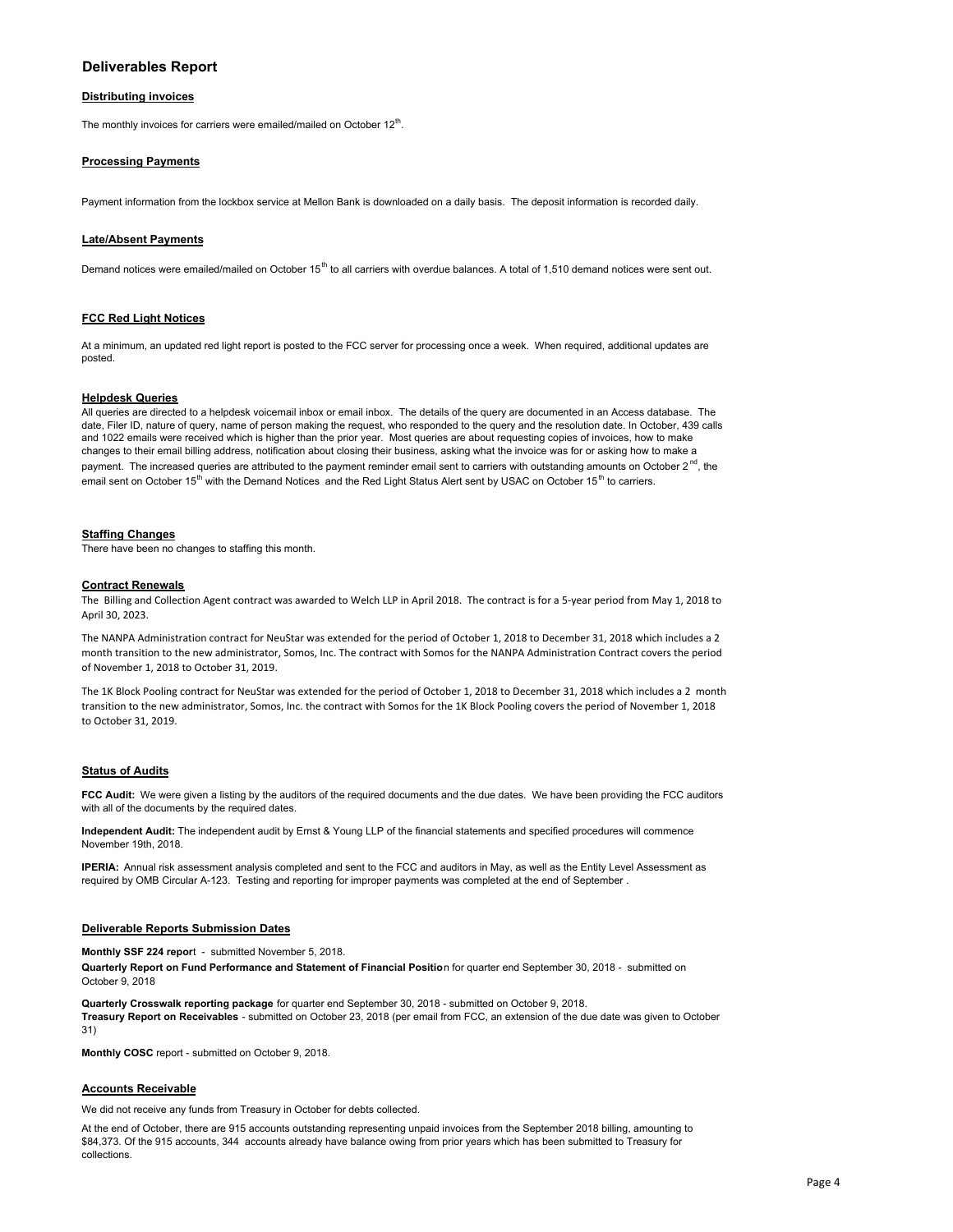# Deliverables Report

### Distributing invoices

The monthly invoices for carriers were emailed/mailed on October 12th.

### Processing Payments

Payment information from the lockbox service at Mellon Bank is downloaded on a daily basis. The deposit information is recorded daily.

### Late/Absent Payments

Demand notices were emailed/mailed on October 15th to all carriers with overdue balances. A total of 1,510 demand notices were sent out.

### FCC Red Light Notices

At a minimum, an updated red light report is posted to the FCC server for processing once a week. When required, additional updates are posted.

### Helpdesk Queries

All queries are directed to a helpdesk voicemail inbox or email inbox. The details of the query are documented in an Access database. The date, Filer ID, nature of query, name of person making the request, who responded to the query and the resolution date. In October, 439 calls and 1022 emails were received which is higher than the prior year. Most queries are about requesting copies of invoices, how to make changes to their email billing address, notification about closing their business, asking what the invoice was for or asking how to make a payment. The increased queries are attributed to the payment reminder email sent to carriers with outstanding amounts on October 2nd, the email sent on October 15th with the Demand Notices and the Red Light Status Alert sent by USAC on October 15th to carriers.

### Staffing Changes

There have been no changes to staffing this month.

### Contract Renewals

The Billing and Collection Agent contract was awarded to Welch LLP in April 2018. The contract is for a 5-year period from May 1, 2018 to April 30, 2023.

The NANPA Administration contract for NeuStar was extended for the period of October 1, 2018 to December 31, 2018 which includes a 2 month transition to the new administrator, Somos, Inc. The contract with Somos for the NANPA Administration Contract covers the period of November 1, 2018 to October 31, 2019.

The 1K Block Pooling contract for NeuStar was extended for the period of October 1, 2018 to December 31, 2018 which includes a 2 month transition to the new administrator, Somos, Inc. the contract with Somos for the 1K Block Pooling covers the period of November 1, 2018 to October 31, 2019.

### Status of Audits

**FCC Audit:** We were given a listing by the auditors of the required documents and the due dates. We have been providing the FCC auditors with all of the documents by the required dates.

**Independent Audit:** The independent audit by Ernst & Young LLP of the financial statements and specified procedures will commence November 19th, 2018.

**IPERIA:** Annual risk assessment analysis completed and sent to the FCC and auditors in May, as well as the Entity Level Assessment as required by OMB Circular A-123. Testing and reporting for improper payments was completed at the end of September .

### Deliverable Reports Submission Dates

**Monthly SSF 224 report** - submitted November 5, 2018.

**Quarterly Report on Fund Performance and Statement of Financial Position** for quarter end September 30, 2018 - submitted on October 9, 2018

**Quarterly Crosswalk reporting package** for quarter end September 30, 2018 - submitted on October 9, 2018.

**Treasury Report on Receivables** - submitted on October 23, 2018 (per email from FCC, an extension of the due date was given to October 31)

**Monthly COSC** report - submitted on October 9, 2018.

### Accounts Receivable

We did not receive any funds from Treasury in October for debts collected.

At the end of October, there are 915 accounts outstanding representing unpaid invoices from the September 2018 billing, amounting to $84,373. Of the 915 accounts, 344 accounts already have balance owing from prior years which has been submitted to Treasury for collections.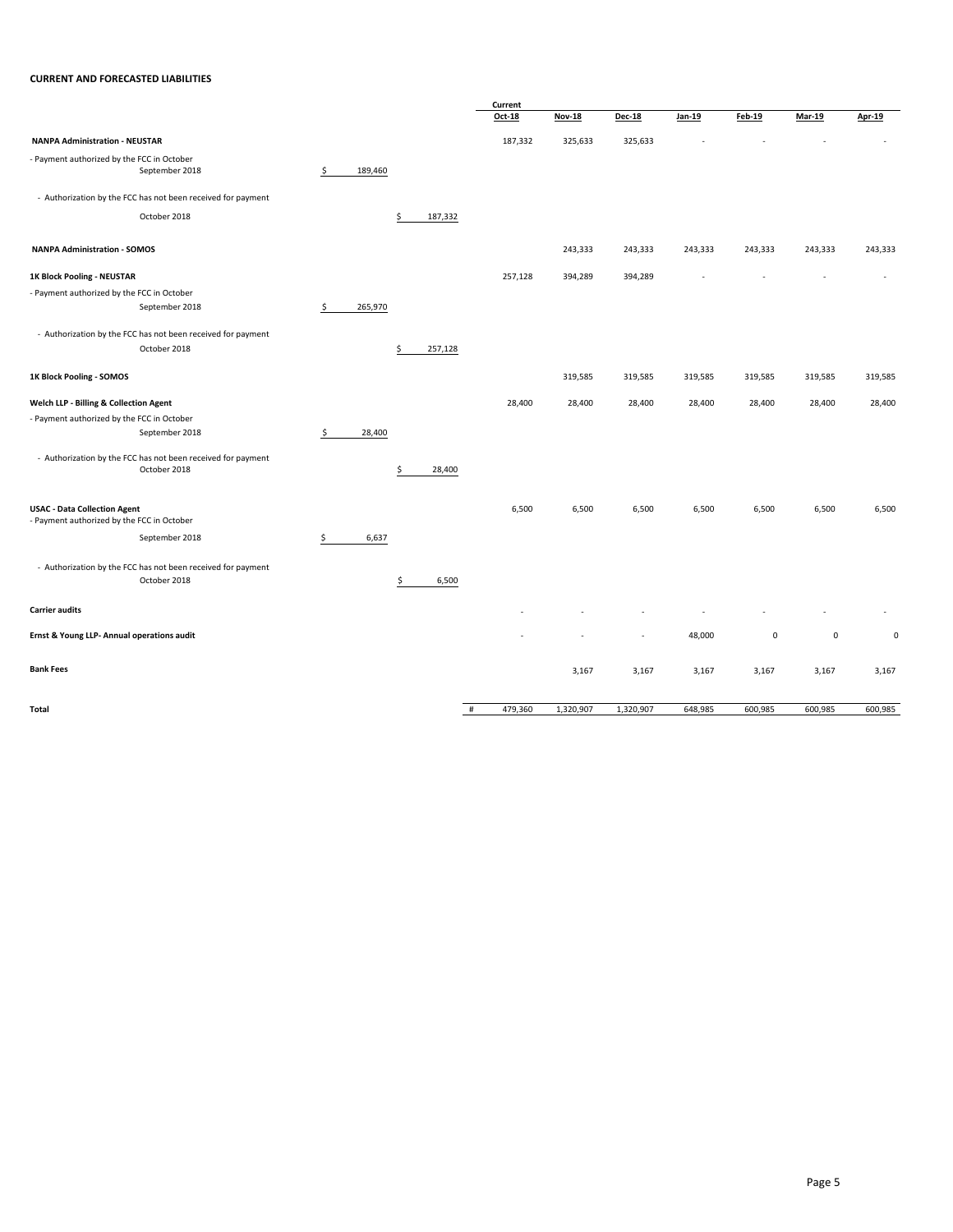**CURRENT AND FORECASTED LIABILITIES**

| | | | Current Oct-18 | Nov-18 | Dec-18 | Jan-19 | Feb-19 | Mar-19 | Apr-19 |
|---|---|---|---|---|---|---|---|---|---|
| **NANPA Administration - NEUSTAR** | | | 187,332 | 325,633 | 325,633 | - | - | - | - |
| - Payment authorized by the FCC in October September 2018 | $ 189,460 | | | | | | | | |
| - Authorization by the FCC has not been received for payment October 2018 | | $ 187,332 | | | | | | | |
| **NANPA Administration - SOMOS** | | | | 243,333 | 243,333 | 243,333 | 243,333 | 243,333 | 243,333 |
| **1K Block Pooling - NEUSTAR** | | | 257,128 | 394,289 | 394,289 | - | - | - | - |
| - Payment authorized by the FCC in October September 2018 | $ 265,970 | | | | | | | | |
| - Authorization by the FCC has not been received for payment October 2018 | | $ 257,128 | | | | | | | |
| **1K Block Pooling - SOMOS** | | | | 319,585 | 319,585 | 319,585 | 319,585 | 319,585 | 319,585 |
| **Welch LLP - Billing & Collection Agent** | | | 28,400 | 28,400 | 28,400 | 28,400 | 28,400 | 28,400 | 28,400 |
| - Payment authorized by the FCC in October September 2018 | $ 28,400 | | | | | | | | |
| - Authorization by the FCC has not been received for payment October 2018 | | $ 28,400 | | | | | | | |
| **USAC - Data Collection Agent** | | | 6,500 | 6,500 | 6,500 | 6,500 | 6,500 | 6,500 | 6,500 |
| - Payment authorized by the FCC in October September 2018 | $ 6,637 | | | | | | | | |
| - Authorization by the FCC has not been received for payment October 2018 | | $ 6,500 | | | | | | | |
| **Carrier audits** | | | - | - | - | - | - | - | - |
| **Ernst & Young LLP- Annual operations audit** | | | - | - | - | 48,000 | 0 | 0 | 0 |
| **Bank Fees** | | | | 3,167 | 3,167 | 3,167 | 3,167 | 3,167 | 3,167 |
| **Total** | | # | 479,360 | 1,320,907 | 1,320,907 | 648,985 | 600,985 | 600,985 | 600,985 |